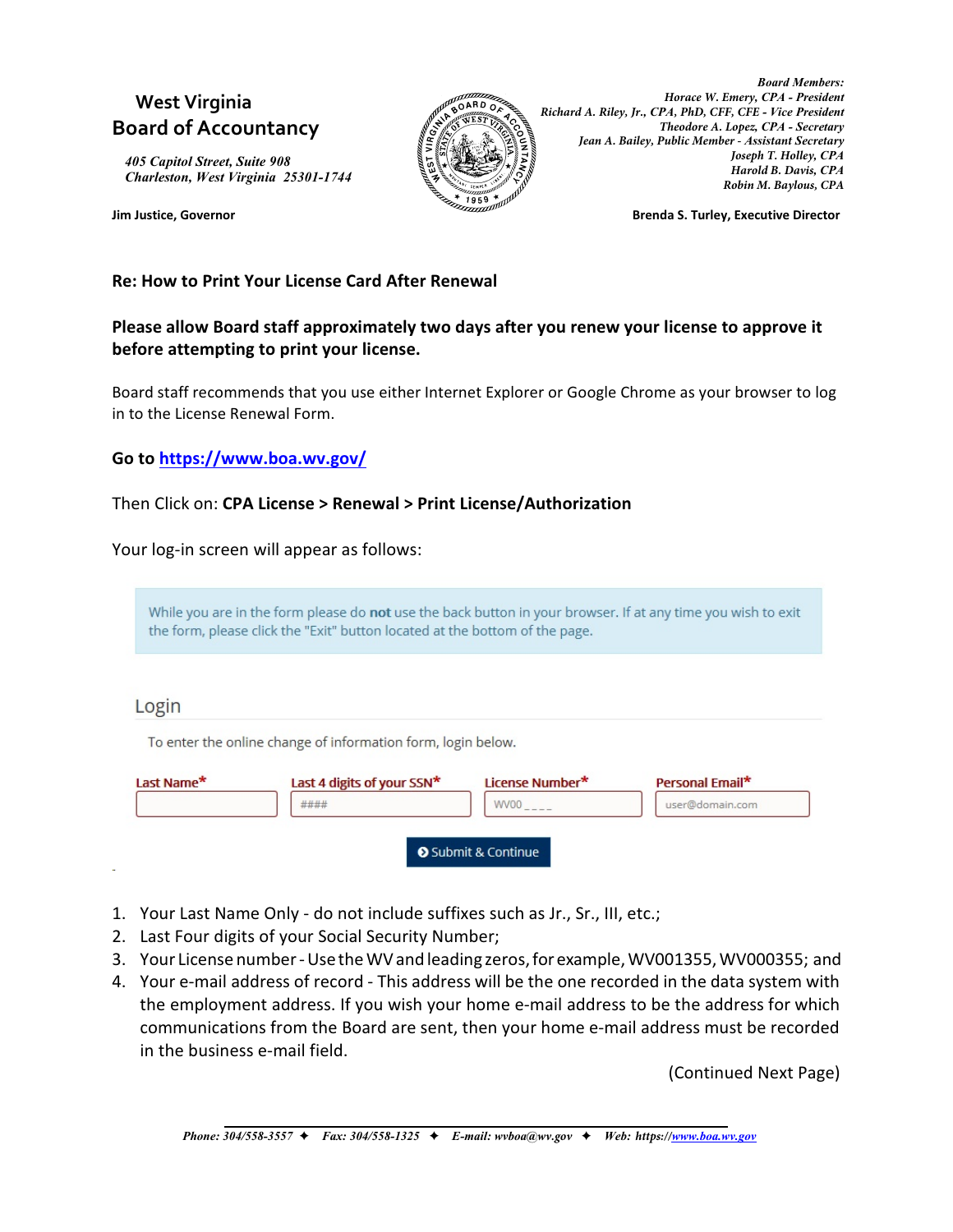**West Virginia**
**Board of Accountancy**

*405 Capitol Street, Suite 908*
*Charleston, West Virginia 25301-1744*

**Jim Justice, Governor**

*Board Members:*
*Horace W. Emery, CPA - President*
*Richard A. Riley, Jr., CPA, PhD, CFF, CFE - Vice President*
*Theodore A. Lopez, CPA - Secretary*
*Jean A. Bailey, Public Member - Assistant Secretary*
*Joseph T. Holley, CPA*
*Harold B. Davis, CPA*
*Robin M. Baylous, CPA*

**Brenda S. Turley, Executive Director**

**Re: How to Print Your License Card After Renewal**

**Please allow Board staff approximately two days after you renew your license to approve it before attempting to print your license.**

Board staff recommends that you use either Internet Explorer or Google Chrome as your browser to log in to the License Renewal Form.

**Go to [https://www.boa.wv.gov/](https://www.boa.wv.gov/)**

Then Click on: **CPA License > Renewal > Print License/Authorization**

Your log-in screen will appear as follows:

> While you are in the form please do **not** use the back button in your browser. If at any time you wish to exit the form, please click the "Exit" button located at the bottom of the page.

Login

To enter the online change of information form, login below.

| Last Name* | Last 4 digits of your SSN* | License Number* | Personal Email* |
|---|---|---|---|
| | #### | WV00 _ _ _ _ | user@domain.com |

Submit & Continue

1. Your Last Name Only - do not include suffixes such as Jr., Sr., III, etc.;
2. Last Four digits of your Social Security Number;
3. Your License number - Use the WV and leading zeros, for example, WV001355, WV000355; and
4. Your e-mail address of record - This address will be the one recorded in the data system with the employment address. If you wish your home e-mail address to be the address for which communications from the Board are sent, then your home e-mail address must be recorded in the business e-mail field.

(Continued Next Page)

*Phone: 304/558-3557 ✦ Fax: 304/558-1325 ✦ E-mail: wvboa@wv.gov ✦ Web: https://www.boa.wv.gov*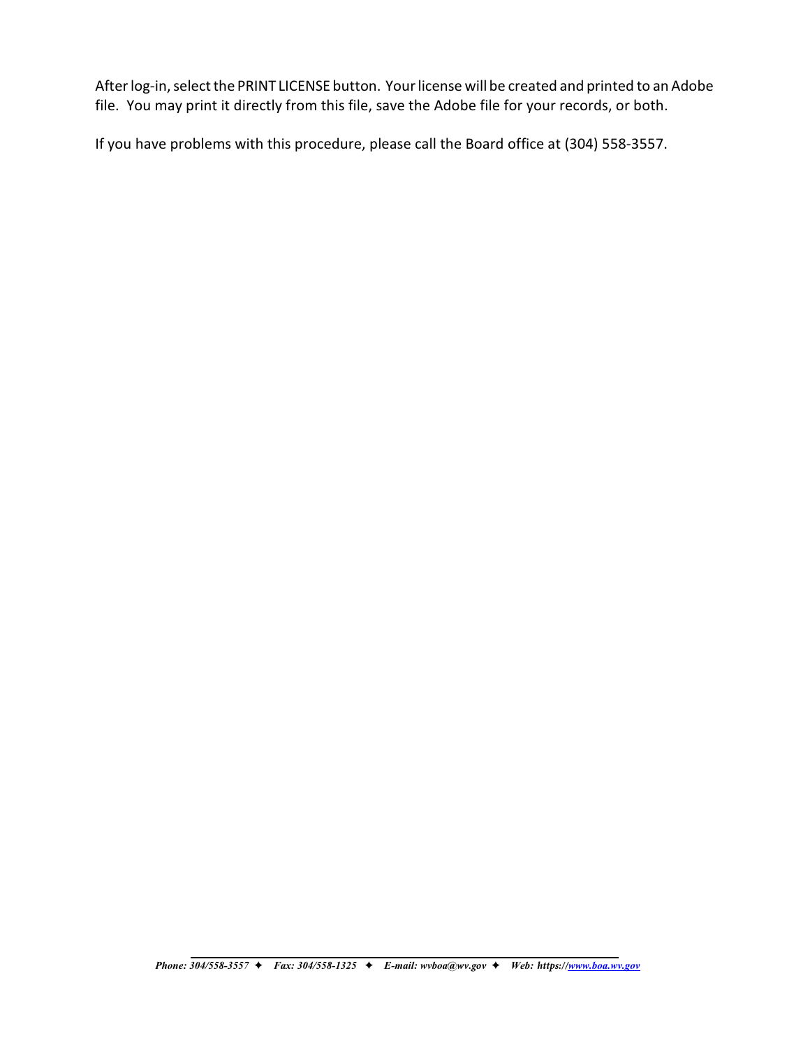After log-in, select the PRINT LICENSE button. Your license will be created and printed to an Adobe file. You may print it directly from this file, save the Adobe file for your records, or both.

If you have problems with this procedure, please call the Board office at (304) 558-3557.